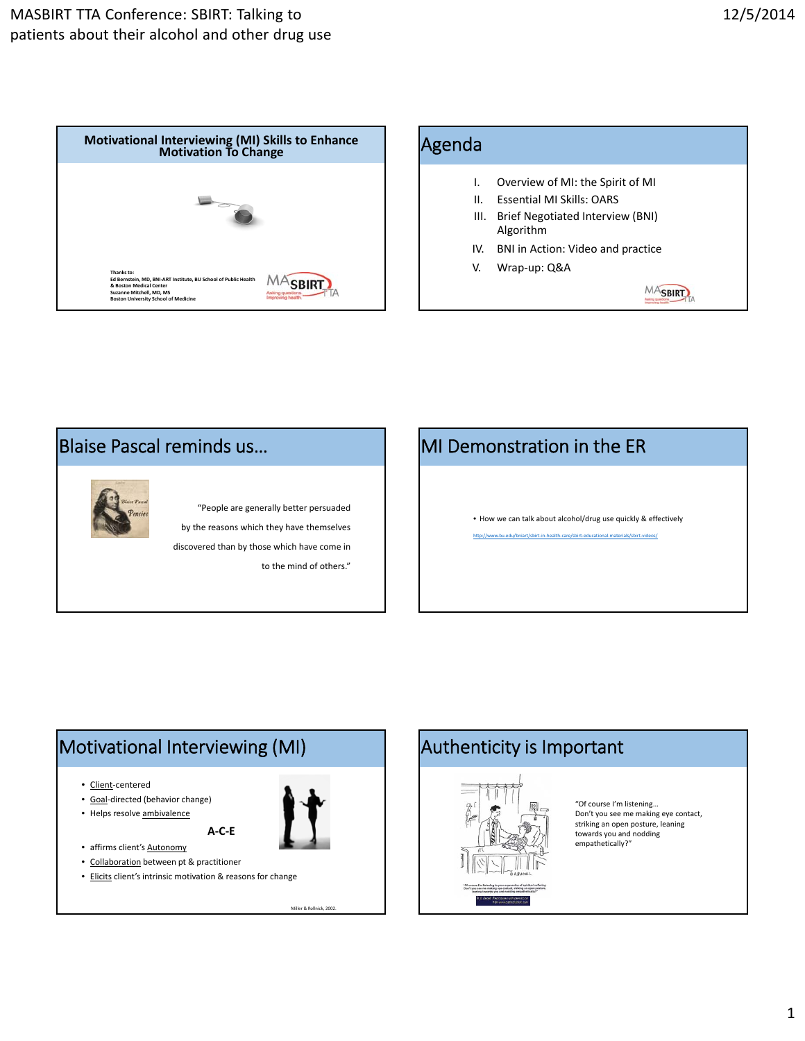## Motivational Interviewing (MI) Skills to Enhance Motivation To Change

Thanks to:
Ed Bernstein, MD, BNI-ART Institute, BU School of Public Health & Boston Medical Center
Suzanne Mitchell, MD, MS
Boston University School of Medicine

MASBIRT TTA
Asking questions. Improving health.

## Agenda

I. Overview of MI: the Spirit of MI
II. Essential MI Skills: OARS
III. Brief Negotiated Interview (BNI) Algorithm
IV. BNI in Action: Video and practice
V. Wrap-up: Q&A

## Blaise Pascal reminds us…

"People are generally better persuaded by the reasons which they have themselves discovered than by those which have come in to the mind of others."

## MI Demonstration in the ER

- How we can talk about alcohol/drug use quickly & effectively

http://www.bu.edu/bniart/sbirt-in-health-care/sbirt-educational-materials/sbirt-videos/

## Motivational Interviewing (MI)

- Client-centered
- Goal-directed (behavior change)
- Helps resolve ambivalence

**A-C-E**

- affirms client's Autonomy
- Collaboration between pt & practitioner
- Elicits client's intrinsic motivation & reasons for change

Miller & Rollnick, 2002.

## Authenticity is Important

"Of course I'm listening… Don't you see me making eye contact, striking an open posture, leaning towards you and nodding empathetically?"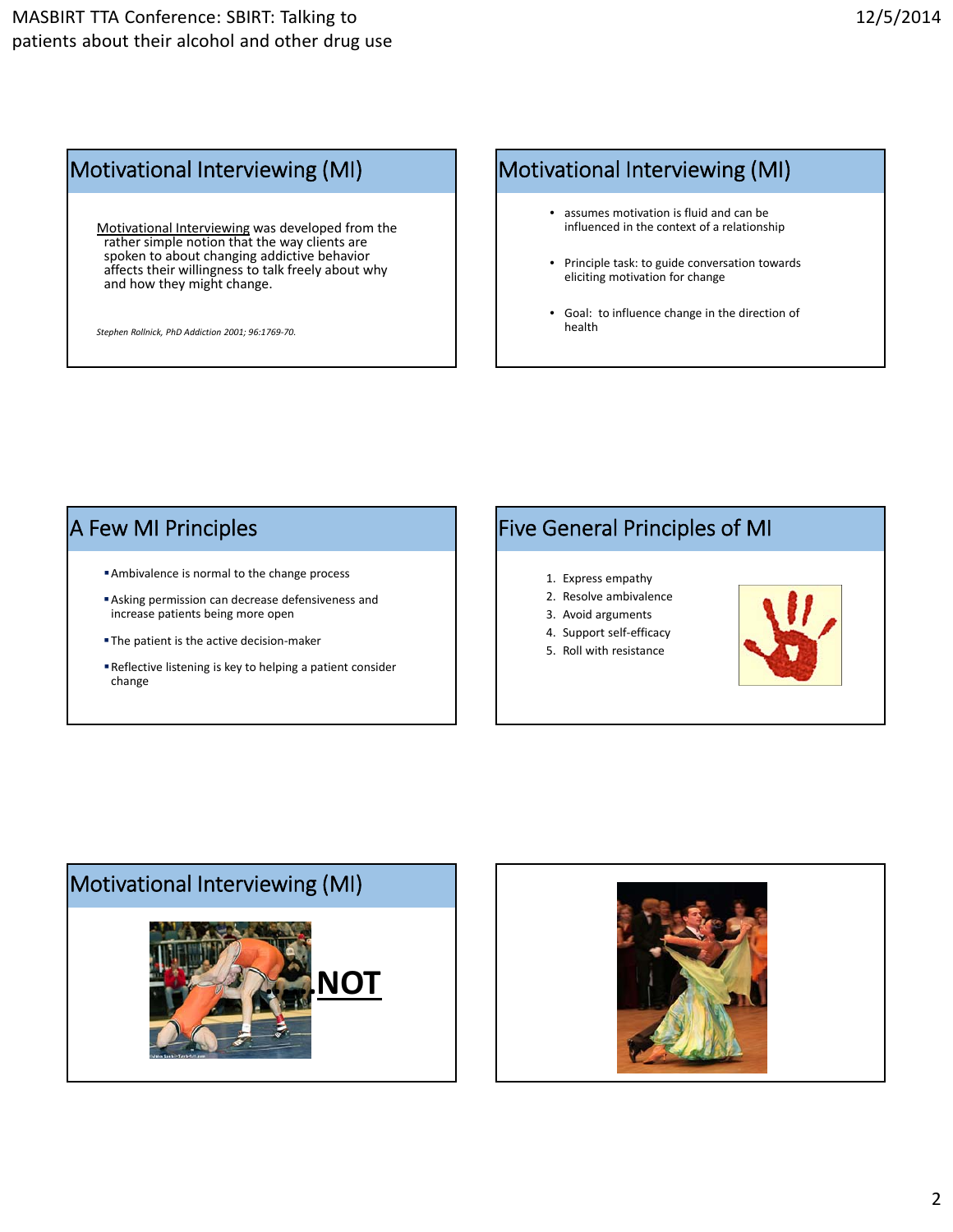## Motivational Interviewing (MI)

Motivational Interviewing was developed from the rather simple notion that the way clients are spoken to about changing addictive behavior affects their willingness to talk freely about why and how they might change.

*Stephen Rollnick, PhD Addiction 2001; 96:1769-70.*

## Motivational Interviewing (MI)

- assumes motivation is fluid and can be influenced in the context of a relationship
- Principle task: to guide conversation towards eliciting motivation for change
- Goal: to influence change in the direction of health

## A Few MI Principles

- Ambivalence is normal to the change process
- Asking permission can decrease defensiveness and increase patients being more open
- The patient is the active decision-maker
- Reflective listening is key to helping a patient consider change

## Five General Principles of MI

1. Express empathy
2. Resolve ambivalence
3. Avoid arguments
4. Support self-efficacy
5. Roll with resistance

## Motivational Interviewing (MI)

…….**NOT**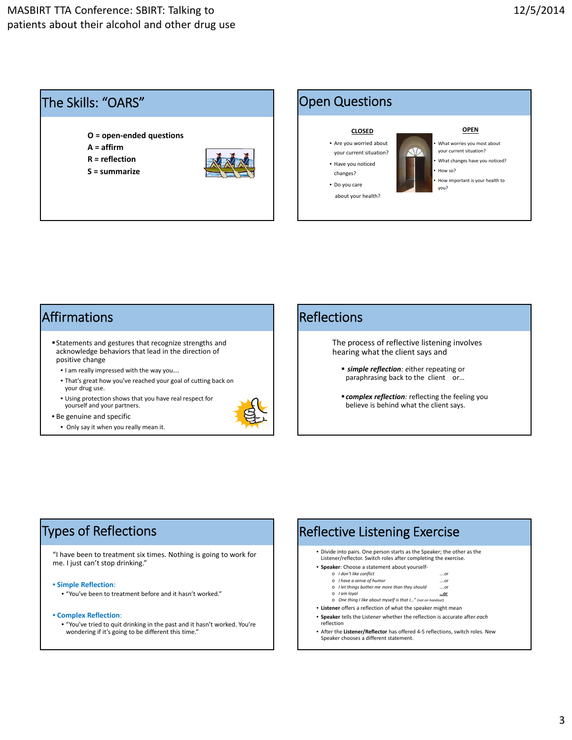## The Skills: "OARS"

**O = open-ended questions**
**A = affirm**
**R = reflection**
**S = summarize**

## Open Questions

| CLOSED | OPEN |
|---|---|
| Are you worried about your current situation? | What worries you most about your current situation? |
| Have you noticed changes? | What changes have you noticed? |
| Do you care about your health? | How so? |
| | How important is your health to you? |

## Affirmations

- Statements and gestures that recognize strengths and acknowledge behaviors that lead in the direction of positive change
  - I am really impressed with the way you….
  - That's great how you've reached your goal of cutting back on your drug use.
  - Using protection shows that you have real respect for yourself and your partners.
- Be genuine and specific
  - Only say it when you really mean it.

## Reflections

The process of reflective listening involves hearing what the client says and

- ***simple reflection**: either repeating or paraphrasing back to the client or…*
- ***complex reflection**:* reflecting the feeling you believe is behind what the client says.

## Types of Reflections

"I have been to treatment six times. Nothing is going to work for me. I just can't stop drinking."

- **Simple Reflection**:
  - "You've been to treatment before and it hasn't worked."
- **Complex Reflection**:
  - "You've tried to quit drinking in the past and it hasn't worked. You're wondering if it's going to be different this time."

## Reflective Listening Exercise

- Divide into pairs. One person starts as the Speaker; the other as the Listener/reflector. Switch roles after completing the exercise.
- **Speaker**: Choose a statement about yourself-
  - *I don't like conflict* ….or
  - *I have a sense of humor* ….or
  - *I let things bother me more than they should* ….or
  - *I am loyal* …or
  - *One thing I like about myself is that I…"* (not on handout)
- **Listener** offers a reflection of what the speaker might mean
- **Speaker** tells the Listener whether the reflection is accurate after *each* reflection
- After the **Listener/Reflector** has offered 4-5 reflections, switch roles. New Speaker chooses a different statement.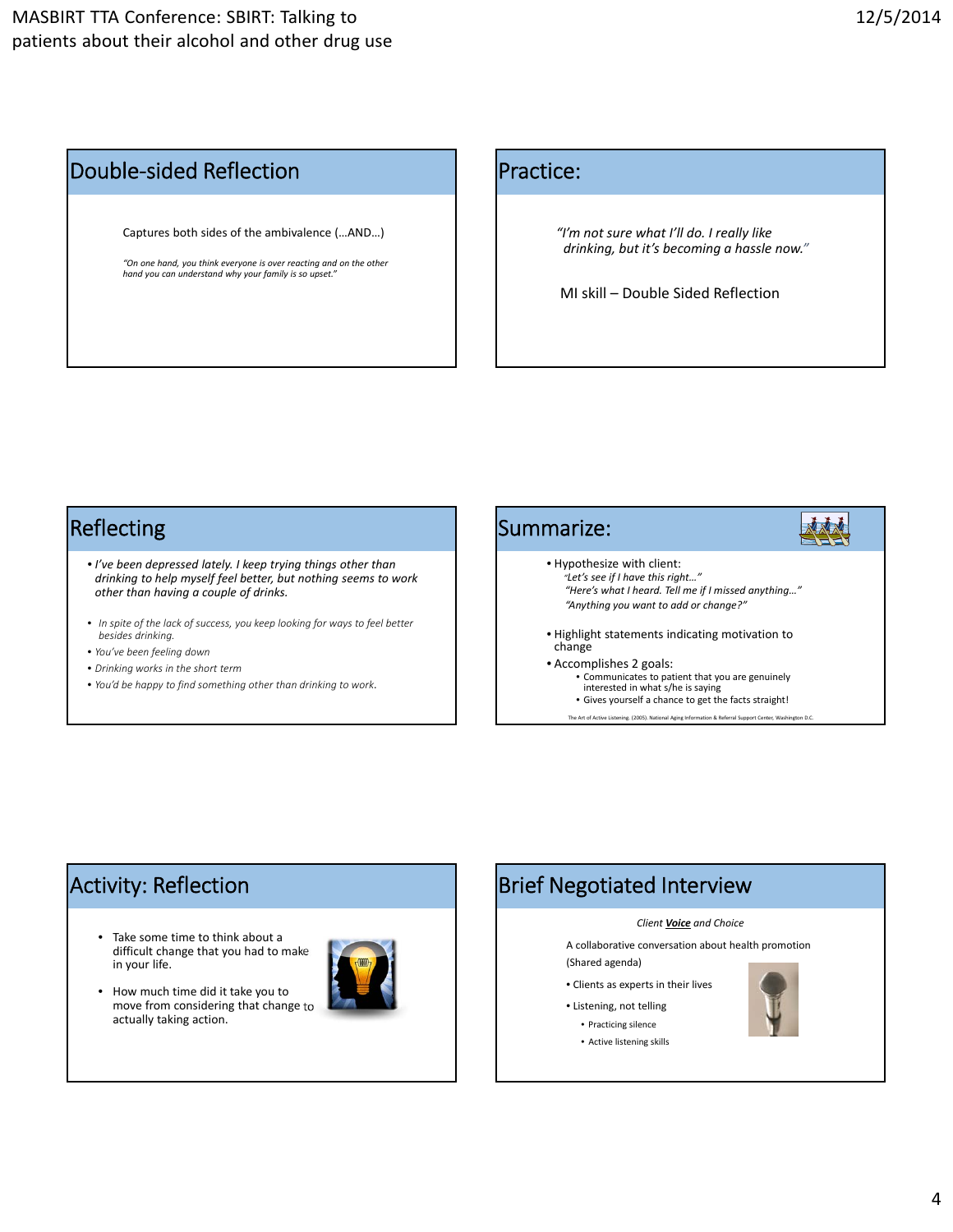## Double-sided Reflection

Captures both sides of the ambivalence (…AND…)

*"On one hand, you think everyone is over reacting and on the other hand you can understand why your family is so upset."*

## Practice:

*"I'm not sure what I'll do. I really like drinking, but it's becoming a hassle now."*

MI skill – Double Sided Reflection

## Reflecting

- *I've been depressed lately. I keep trying things other than drinking to help myself feel better, but nothing seems to work other than having a couple of drinks.*

- *In spite of the lack of success, you keep looking for ways to feel better besides drinking.*
- *You've been feeling down*
- *Drinking works in the short term*
- *You'd be happy to find something other than drinking to work.*

## Summarize:

- Hypothesize with client:
  - *"Let's see if I have this right…"*
  - *"Here's what I heard. Tell me if I missed anything…"*
  - *"Anything you want to add or change?"*
- Highlight statements indicating motivation to change
- Accomplishes 2 goals:
  - Communicates to patient that you are genuinely interested in what s/he is saying
  - Gives yourself a chance to get the facts straight!

The Art of Active Listening. (2005). National Aging Information & Referral Support Center, Washington D.C.

## Activity: Reflection

- Take some time to think about a difficult change that you had to make in your life.
- How much time did it take you to move from considering that change to actually taking action.

## Brief Negotiated Interview

*Client **Voice** and Choice*

A collaborative conversation about health promotion (Shared agenda)

- Clients as experts in their lives
- Listening, not telling
  - Practicing silence
  - Active listening skills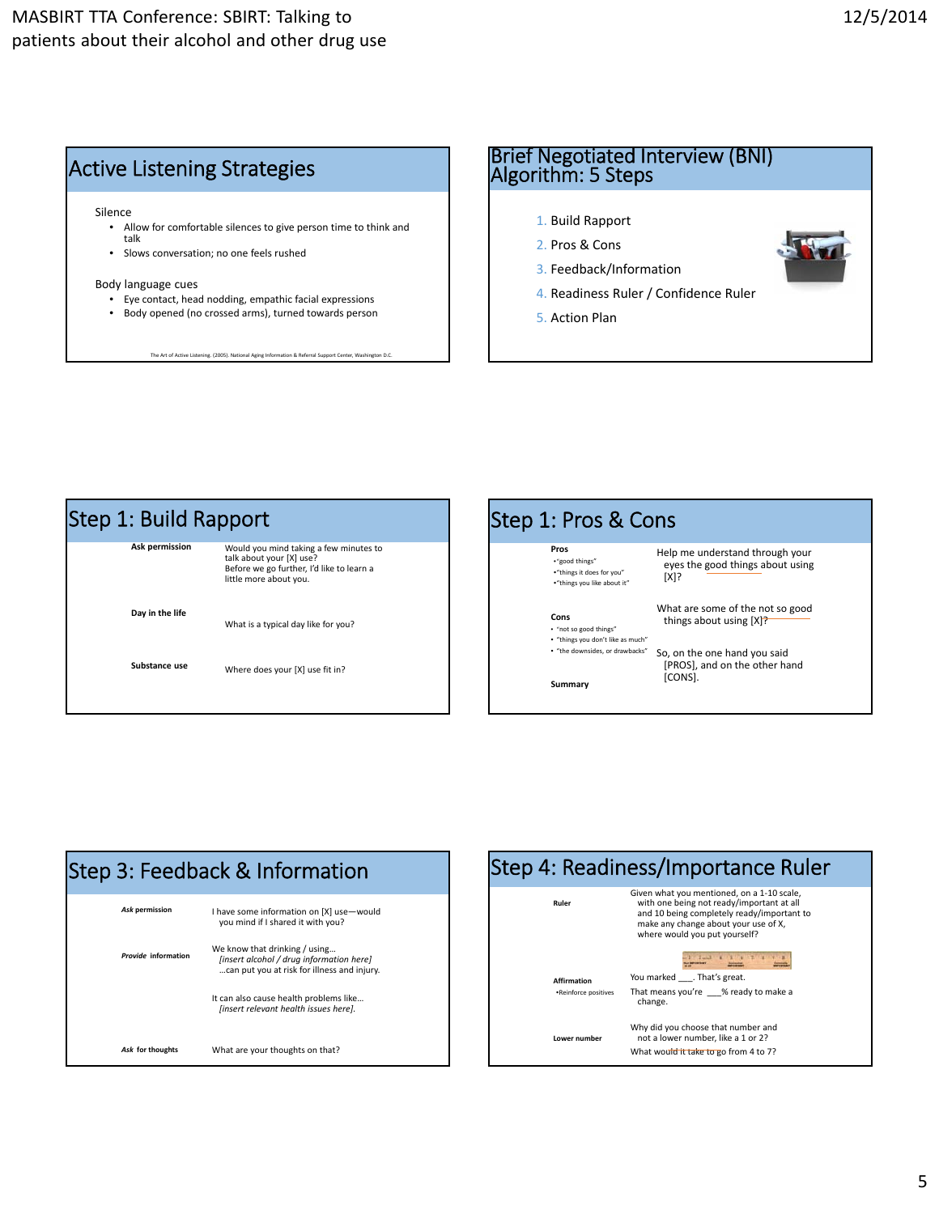## Active Listening Strategies

Silence

- Allow for comfortable silences to give person time to think and talk
- Slows conversation; no one feels rushed

Body language cues

- Eye contact, head nodding, empathic facial expressions
- Body opened (no crossed arms), turned towards person

The Art of Active Listening. (2005). National Aging Information & Referral Support Center, Washington D.C.

## Brief Negotiated Interview (BNI) Algorithm: 5 Steps

1. Build Rapport
2. Pros & Cons
3. Feedback/Information
4. Readiness Ruler / Confidence Ruler
5. Action Plan

## Step 1: Build Rapport

| | |
|---|---|
| **Ask permission** | Would you mind taking a few minutes to talk about your [X] use? Before we go further, I'd like to learn a little more about you. |
| **Day in the life** | What is a typical day like for you? |
| **Substance use** | Where does your [X] use fit in? |

## Step 1: Pros & Cons

| | |
|---|---|
| **Pros**<br>• "good things"<br>• "things it does for you"<br>• "things you like about it" | Help me understand through your eyes the good things about using [X]? |
| **Cons**<br>• "not so good things"<br>• "things you don't like as much"<br>• "the downsides, or drawbacks" | What are some of the not so good things about using [X]? |
| **Summary** | So, on the one hand you said [PROS], and on the other hand [CONS]. |

## Step 3: Feedback & Information

| | |
|---|---|
| ***Ask* permission** | I have some information on [X] use—would you mind if I shared it with you? |
| ***Provide* information** | We know that drinking / using… *[insert alcohol / drug information here]* …can put you at risk for illness and injury. |
| | It can also cause health problems like… *[insert relevant health issues here].* |
| ***Ask* for thoughts** | What are your thoughts on that? |

## Step 4: Readiness/Importance Ruler

| | |
|---|---|
| **Ruler** | Given what you mentioned, on a 1-10 scale, with one being not ready/important at all and 10 being completely ready/important to make any change about your use of X, where would you put yourself? |
| **Affirmation**<br>• Reinforce positives | You marked ___. That's great.<br>That means you're ___% ready to make a change. |
| **Lower number** | Why did you choose that number and not a lower number, like a 1 or 2?<br>What would it take to go from 4 to 7? |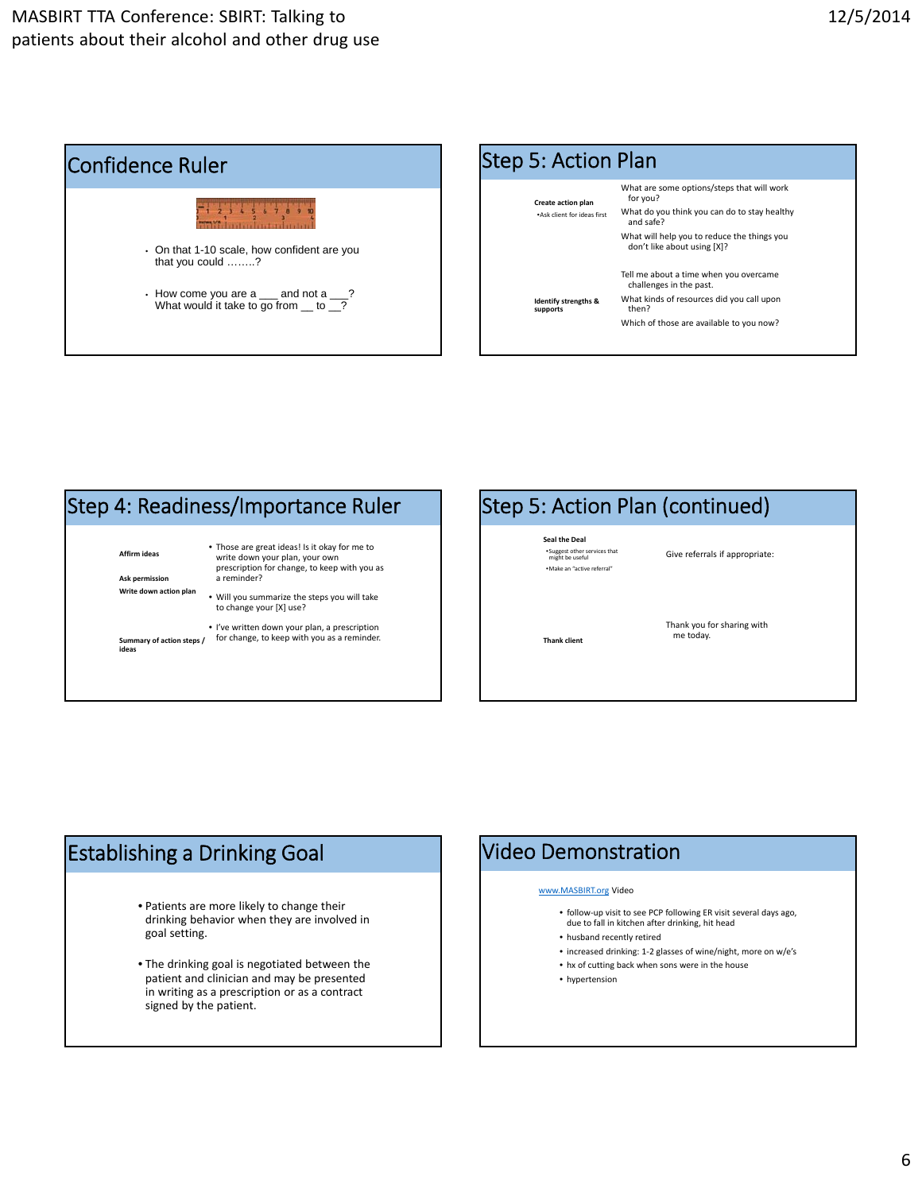## Confidence Ruler

- On that 1-10 scale, how confident are you that you could ……..?
- How come you are a ___ and not a ___? What would it take to go from __ to __?

## Step 5: Action Plan

| | |
|---|---|
| **Create action plan**<br>•Ask client for ideas first | What are some options/steps that will work for you?<br>What do you think you can do to stay healthy and safe?<br>What will help you to reduce the things you don't like about using [X]? |
| **Identify strengths & supports** | Tell me about a time when you overcame challenges in the past.<br>What kinds of resources did you call upon then?<br>Which of those are available to you now? |

## Step 4: Readiness/Importance Ruler

| | |
|---|---|
| **Affirm ideas**<br>**Ask permission**<br>**Write down action plan** | • Those are great ideas! Is it okay for me to write down your plan, your own prescription for change, to keep with you as a reminder?<br>• Will you summarize the steps you will take to change your [X] use? |
| **Summary of action steps / ideas** | • I've written down your plan, a prescription for change, to keep with you as a reminder. |

## Step 5: Action Plan (continued)

| | |
|---|---|
| **Seal the Deal**<br>•Suggest other services that might be useful<br>•Make an "active referral" | Give referrals if appropriate: |
| **Thank client** | Thank you for sharing with me today. |

## Establishing a Drinking Goal

- Patients are more likely to change their drinking behavior when they are involved in goal setting.
- The drinking goal is negotiated between the patient and clinician and may be presented in writing as a prescription or as a contract signed by the patient.

## Video Demonstration

www.MASBIRT.org Video

- follow-up visit to see PCP following ER visit several days ago, due to fall in kitchen after drinking, hit head
- husband recently retired
- increased drinking: 1-2 glasses of wine/night, more on w/e's
- hx of cutting back when sons were in the house
- hypertension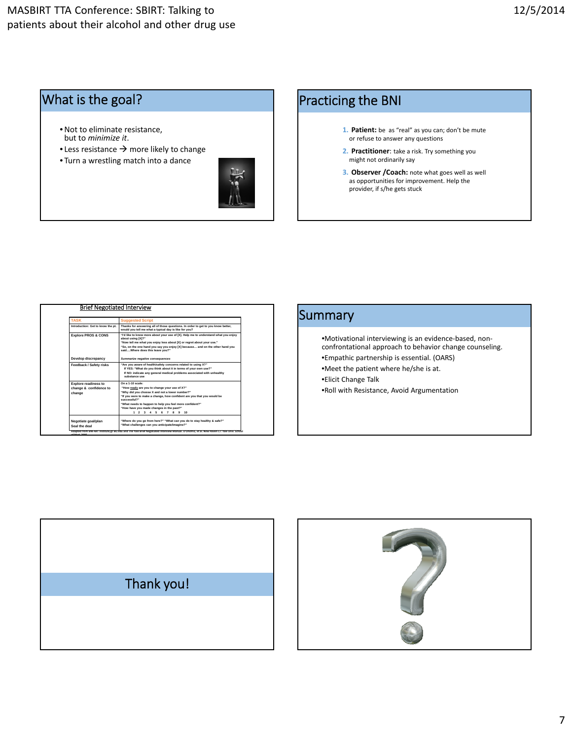## What is the goal?

- Not to eliminate resistance, but to *minimize it*.
- Less resistance → more likely to change
- Turn a wrestling match into a dance

## Practicing the BNI

1. **Patient:** be as "real" as you can; don't be mute or refuse to answer any questions
2. **Practitioner**: take a risk. Try something you might not ordinarily say
3. **Observer /Coach:** note what goes well as well as opportunities for improvement. Help the provider, if s/he gets stuck

## Brief Negotiated Interview

| TASK | Suggested Script |
| --- | --- |
| Introduction: Get to know the pt. | Thanks for answering all of those questions. In order to get to you know better, would you tell me what a typical day is like for you? |
| Explore PROS & CONS | "I'd like to know more about your use of [X]. Help me to understand what you enjoy about using [X]?" "Now tell me what you enjoy less about [X] or regret about your use." "So, on the one hand you say you enjoy [X] because... and on the other hand you said....Where does this leave you?" |
| Develop discrepancy | *Summarize negative consequences* |
| Feedback / Safety risks | "Are you aware of health/safety concerns related to using X?" If YES: "What do you think about it in terms of your own use?" If NO: indicate any general medical problems associated with unhealthy substance use |
| Explore readiness to change & confidence to change | On a 1-10 scale: "How ready are you to change your use of X?" "Why did you choose X and not a lower number?" "If you were to make a change, how confident are you that you would be successful?" "What needs to happen to help you feel more confident?" "How have you made changes in the past?" 1 2 3 4 5 6 7 8 9 10 |
| Negotiate goal/plan Seal the deal | "Where do you go from here?" "What can you do to stay healthy & safe?" "What challenges can you anticipate/imagine?" |

Adapted from BNI-ART Institute,@ bu.edu and The Yale Brief Negotiated Interview Manual. D'Onofrio, et al. New Haven CT: Yale Univ. School of Med. 2005

## Summary

- Motivational interviewing is an evidence-based, non-confrontational approach to behavior change counseling.
- Empathic partnership is essential. (OARS)
- Meet the patient where he/she is at.
- Elicit Change Talk
- Roll with Resistance, Avoid Argumentation

## Thank you!